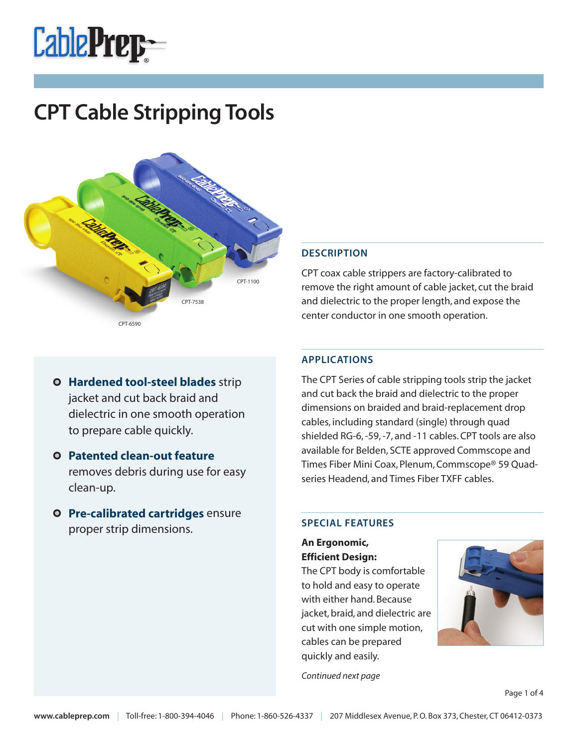# CablePrep®

## CPT Cable Stripping Tools

CPT-1100

CPT-7538

CPT-6590

- **Hardened tool-steel blades** strip jacket and cut back braid and dielectric in one smooth operation to prepare cable quickly.
- **Patented clean-out feature** removes debris during use for easy clean-up.
- **Pre-calibrated cartridges** ensure proper strip dimensions.

### DESCRIPTION

CPT coax cable strippers are factory-calibrated to remove the right amount of cable jacket, cut the braid and dielectric to the proper length, and expose the center conductor in one smooth operation.

### APPLICATIONS

The CPT Series of cable stripping tools strip the jacket and cut back the braid and dielectric to the proper dimensions on braided and braid-replacement drop cables, including standard (single) through quad shielded RG-6, -59, -7, and -11 cables. CPT tools are also available for Belden, SCTE approved Commscope and Times Fiber Mini Coax, Plenum, Commscope® 59 Quad-series Headend, and Times Fiber TXFF cables.

### SPECIAL FEATURES

**An Ergonomic, Efficient Design:**
The CPT body is comfortable to hold and easy to operate with either hand. Because jacket, braid, and dielectric are cut with one simple motion, cables can be prepared quickly and easily.

*Continued next page*

www.cableprep.com | Toll-free: 1-800-394-4046 | Phone: 1-860-526-4337 | 207 Middlesex Avenue, P. O. Box 373, Chester, CT 06412-0373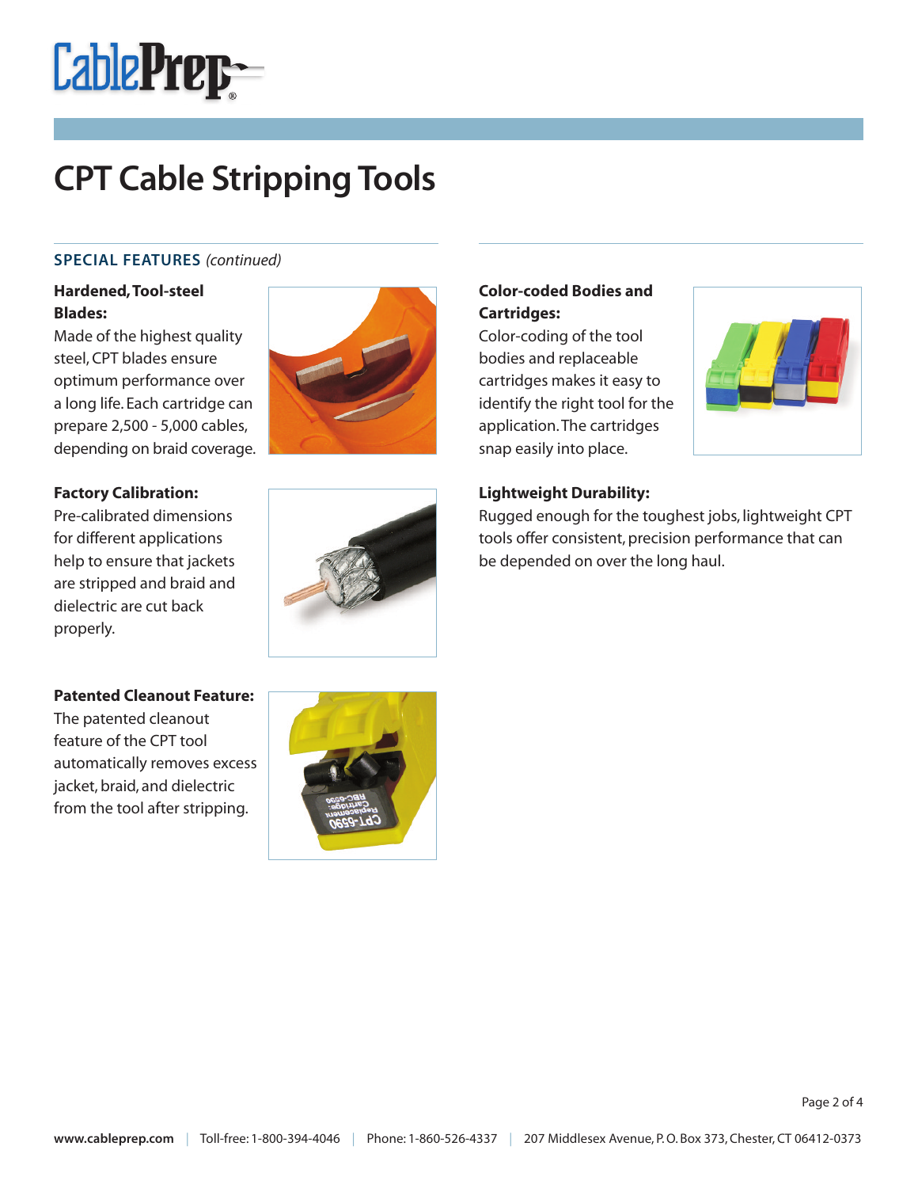# CPT Cable Stripping Tools

## SPECIAL FEATURES *(continued)*

**Hardened, Tool-steel Blades:**
Made of the highest quality steel, CPT blades ensure optimum performance over a long life. Each cartridge can prepare 2,500 - 5,000 cables, depending on braid coverage.

**Factory Calibration:**
Pre-calibrated dimensions for different applications help to ensure that jackets are stripped and braid and dielectric are cut back properly.

**Patented Cleanout Feature:**
The patented cleanout feature of the CPT tool automatically removes excess jacket, braid, and dielectric from the tool after stripping.

**Color-coded Bodies and Cartridges:**
Color-coding of the tool bodies and replaceable cartridges makes it easy to identify the right tool for the application. The cartridges snap easily into place.

**Lightweight Durability:**
Rugged enough for the toughest jobs, lightweight CPT tools offer consistent, precision performance that can be depended on over the long haul.

www.cableprep.com | Toll-free: 1-800-394-4046 | Phone: 1-860-526-4337 | 207 Middlesex Avenue, P. O. Box 373, Chester, CT 06412-0373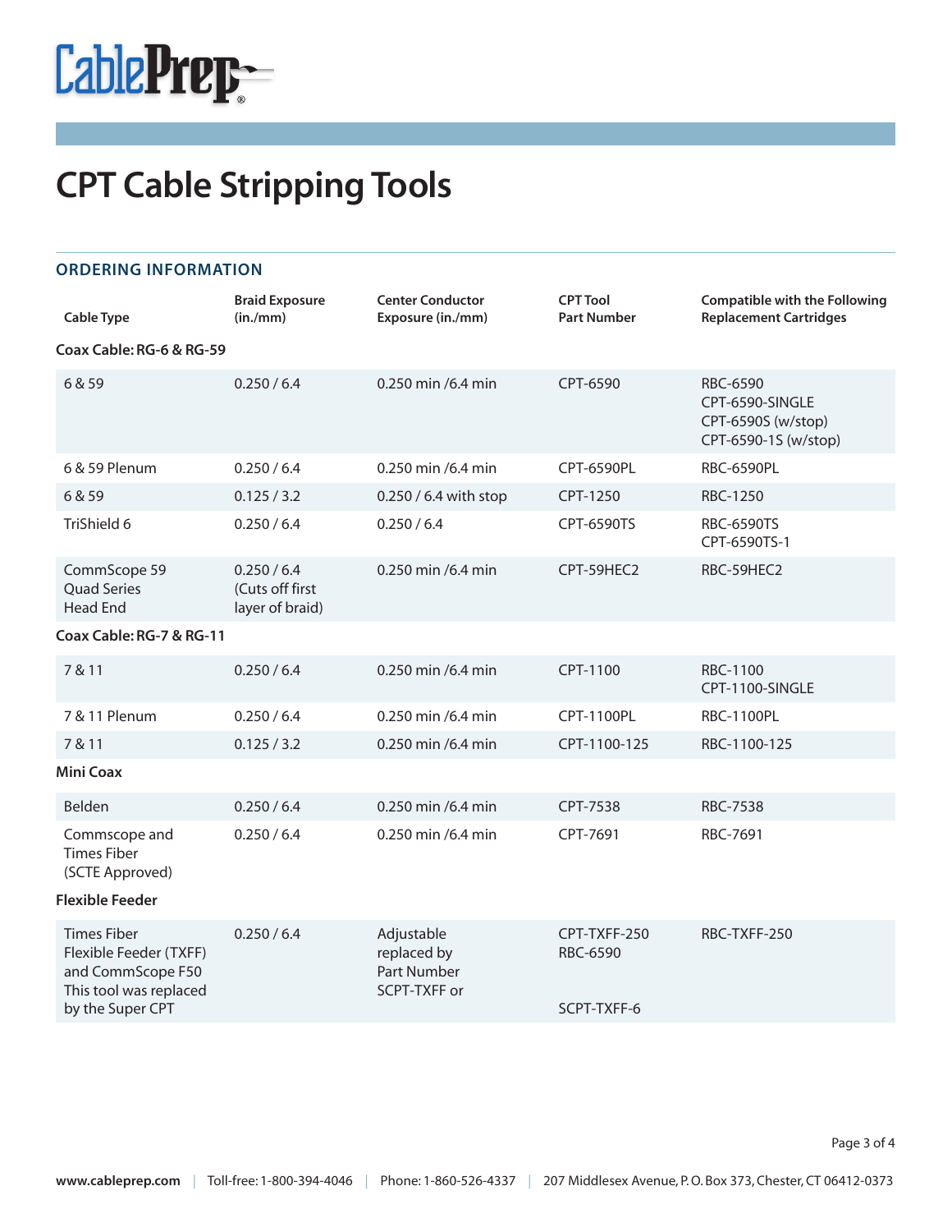CablePrep®

# CPT Cable Stripping Tools

## ORDERING INFORMATION

| Cable Type | Braid Exposure (in./mm) | Center Conductor Exposure (in./mm) | CPT Tool Part Number | Compatible with the Following Replacement Cartridges |
|---|---|---|---|---|
| **Coax Cable: RG-6 & RG-59** | | | | |
| 6 & 59 | 0.250 / 6.4 | 0.250 min /6.4 min | CPT-6590 | RBC-6590<br>CPT-6590-SINGLE<br>CPT-6590S (w/stop)<br>CPT-6590-1S (w/stop) |
| 6 & 59 Plenum | 0.250 / 6.4 | 0.250 min /6.4 min | CPT-6590PL | RBC-6590PL |
| 6 & 59 | 0.125 / 3.2 | 0.250 / 6.4 with stop | CPT-1250 | RBC-1250 |
| TriShield 6 | 0.250 / 6.4 | 0.250 / 6.4 | CPT-6590TS | RBC-6590TS<br>CPT-6590TS-1 |
| CommScope 59 Quad Series Head End | 0.250 / 6.4 (Cuts off first layer of braid) | 0.250 min /6.4 min | CPT-59HEC2 | RBC-59HEC2 |
| **Coax Cable: RG-7 & RG-11** | | | | |
| 7 & 11 | 0.250 / 6.4 | 0.250 min /6.4 min | CPT-1100 | RBC-1100<br>CPT-1100-SINGLE |
| 7 & 11 Plenum | 0.250 / 6.4 | 0.250 min /6.4 min | CPT-1100PL | RBC-1100PL |
| 7 & 11 | 0.125 / 3.2 | 0.250 min /6.4 min | CPT-1100-125 | RBC-1100-125 |
| **Mini Coax** | | | | |
| Belden | 0.250 / 6.4 | 0.250 min /6.4 min | CPT-7538 | RBC-7538 |
| Commscope and Times Fiber (SCTE Approved) | 0.250 / 6.4 | 0.250 min /6.4 min | CPT-7691 | RBC-7691 |
| **Flexible Feeder** | | | | |
| Times Fiber Flexible Feeder (TXFF) and CommScope F50 This tool was replaced by the Super CPT | 0.250 / 6.4 | Adjustable replaced by Part Number SCPT-TXFF or | CPT-TXFF-250<br>RBC-6590<br><br>SCPT-TXFF-6 | RBC-TXFF-250 |

www.cableprep.com | Toll-free: 1-800-394-4046 | Phone: 1-860-526-4337 | 207 Middlesex Avenue, P. O. Box 373, Chester, CT 06412-0373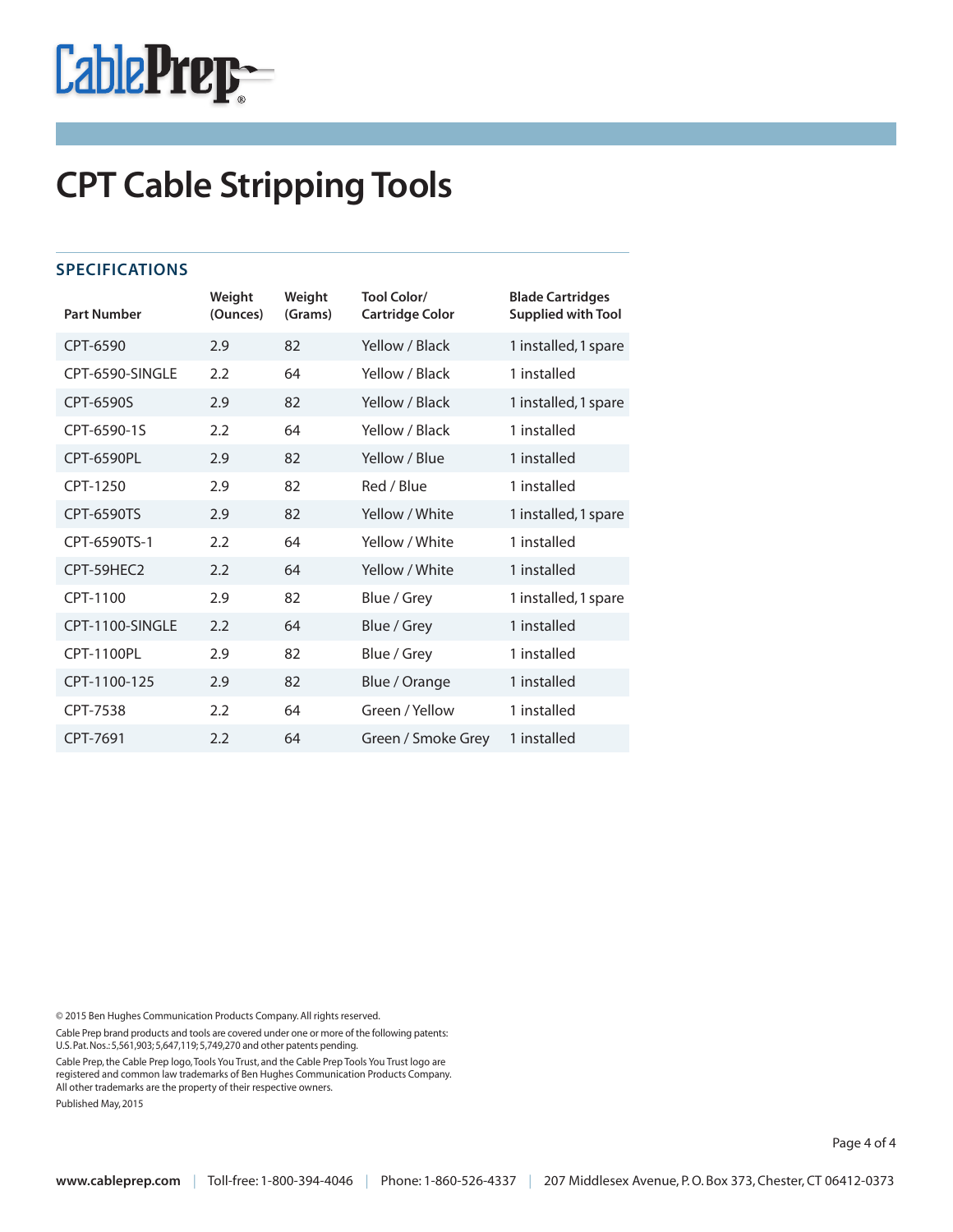# CPT Cable Stripping Tools

## SPECIFICATIONS

| Part Number | Weight (Ounces) | Weight (Grams) | Tool Color/ Cartridge Color | Blade Cartridges Supplied with Tool |
|---|---|---|---|---|
| CPT-6590 | 2.9 | 82 | Yellow / Black | 1 installed, 1 spare |
| CPT-6590-SINGLE | 2.2 | 64 | Yellow / Black | 1 installed |
| CPT-6590S | 2.9 | 82 | Yellow / Black | 1 installed, 1 spare |
| CPT-6590-1S | 2.2 | 64 | Yellow / Black | 1 installed |
| CPT-6590PL | 2.9 | 82 | Yellow / Blue | 1 installed |
| CPT-1250 | 2.9 | 82 | Red / Blue | 1 installed |
| CPT-6590TS | 2.9 | 82 | Yellow / White | 1 installed, 1 spare |
| CPT-6590TS-1 | 2.2 | 64 | Yellow / White | 1 installed |
| CPT-59HEC2 | 2.2 | 64 | Yellow / White | 1 installed |
| CPT-1100 | 2.9 | 82 | Blue / Grey | 1 installed, 1 spare |
| CPT-1100-SINGLE | 2.2 | 64 | Blue / Grey | 1 installed |
| CPT-1100PL | 2.9 | 82 | Blue / Grey | 1 installed |
| CPT-1100-125 | 2.9 | 82 | Blue / Orange | 1 installed |
| CPT-7538 | 2.2 | 64 | Green / Yellow | 1 installed |
| CPT-7691 | 2.2 | 64 | Green / Smoke Grey | 1 installed |

© 2015 Ben Hughes Communication Products Company. All rights reserved.

Cable Prep brand products and tools are covered under one or more of the following patents: U.S. Pat. Nos.: 5,561,903; 5,647,119; 5,749,270 and other patents pending.

Cable Prep, the Cable Prep logo, Tools You Trust, and the Cable Prep Tools You Trust logo are registered and common law trademarks of Ben Hughes Communication Products Company. All other trademarks are the property of their respective owners.

Published May, 2015

www.cableprep.com | Toll-free: 1-800-394-4046 | Phone: 1-860-526-4337 | 207 Middlesex Avenue, P. O. Box 373, Chester, CT 06412-0373